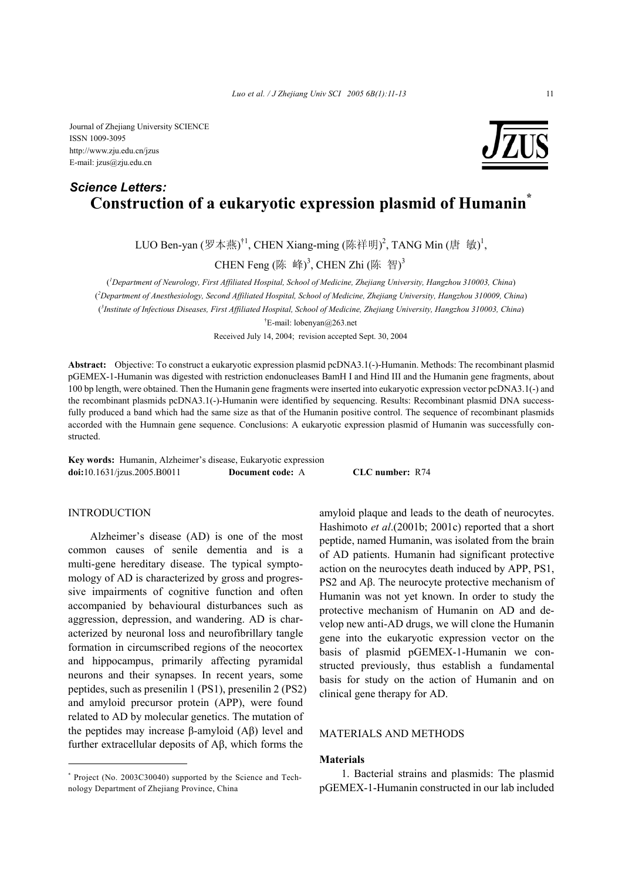Journal of Zhejiang University SCIENCE
ISSN 1009-3095
http://www.zju.edu.cn/jzus
E-mail: jzus@zju.edu.cn

***Science Letters:***

# Construction of a eukaryotic expression plasmid of Humanin*

LUO Ben-yan (罗本燕)[†1], CHEN Xiang-ming (陈祥明)[2], TANG Min (唐 敏)[1], CHEN Feng (陈 峰)[3], CHEN Zhi (陈 智)[3]

([1]*Department of Neurology, First Affiliated Hospital, School of Medicine, Zhejiang University, Hangzhou 310003, China*)
([2]*Department of Anesthesiology, Second Affiliated Hospital, School of Medicine, Zhejiang University, Hangzhou 310009, China*)
([3]*Institute of Infectious Diseases, First Affiliated Hospital, School of Medicine, Zhejiang University, Hangzhou 310003, China*)

[†]E-mail: lobenyan@263.net

Received July 14, 2004; revision accepted Sept. 30, 2004

**Abstract:** Objective: To construct a eukaryotic expression plasmid pcDNA3.1(-)-Humanin. Methods: The recombinant plasmid pGEMEX-1-Humanin was digested with restriction endonucleases BamH I and Hind III and the Humanin gene fragments, about 100 bp length, were obtained. Then the Humanin gene fragments were inserted into eukaryotic expression vector pcDNA3.1(-) and the recombinant plasmids pcDNA3.1(-)-Humanin were identified by sequencing. Results: Recombinant plasmid DNA successfully produced a band which had the same size as that of the Humanin positive control. The sequence of recombinant plasmids accorded with the Humnain gene sequence. Conclusions: A eukaryotic expression plasmid of Humanin was successfully constructed.

**Key words:** Humanin, Alzheimer's disease, Eukaryotic expression
**doi:**10.1631/jzus.2005.B0011 **Document code:** A **CLC number:** R74

## INTRODUCTION

Alzheimer's disease (AD) is one of the most common causes of senile dementia and is a multi-gene hereditary disease. The typical symptomology of AD is characterized by gross and progressive impairments of cognitive function and often accompanied by behavioural disturbances such as aggression, depression, and wandering. AD is characterized by neuronal loss and neurofibrillary tangle formation in circumscribed regions of the neocortex and hippocampus, primarily affecting pyramidal neurons and their synapses. In recent years, some peptides, such as presenilin 1 (PS1), presenilin 2 (PS2) and amyloid precursor protein (APP), were found related to AD by molecular genetics. The mutation of the peptides may increase β-amyloid (Aβ) level and further extracellular deposits of Aβ, which forms the amyloid plaque and leads to the death of neurocytes. Hashimoto *et al*.(2001b; 2001c) reported that a short peptide, named Humanin, was isolated from the brain of AD patients. Humanin had significant protective action on the neurocytes death induced by APP, PS1, PS2 and Aβ. The neurocyte protective mechanism of Humanin was not yet known. In order to study the protective mechanism of Humanin on AD and develop new anti-AD drugs, we will clone the Humanin gene into the eukaryotic expression vector on the basis of plasmid pGEMEX-1-Humanin we constructed previously, thus establish a fundamental basis for study on the action of Humanin and on clinical gene therapy for AD.

## MATERIALS AND METHODS

### Materials

1. Bacterial strains and plasmids: The plasmid pGEMEX-1-Humanin constructed in our lab included

---

* Project (No. 2003C30040) supported by the Science and Technology Department of Zhejiang Province, China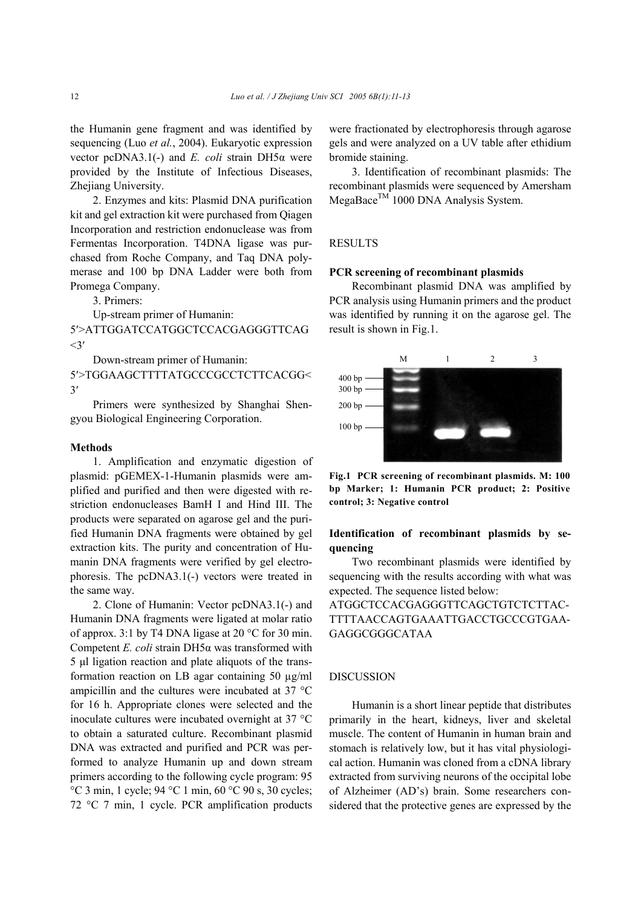the Humanin gene fragment and was identified by sequencing (Luo *et al.*, 2004). Eukaryotic expression vector pcDNA3.1(-) and *E. coli* strain DH5α were provided by the Institute of Infectious Diseases, Zhejiang University.

2. Enzymes and kits: Plasmid DNA purification kit and gel extraction kit were purchased from Qiagen Incorporation and restriction endonuclease was from Fermentas Incorporation. T4DNA ligase was purchased from Roche Company, and Taq DNA polymerase and 100 bp DNA Ladder were both from Promega Company.

3. Primers:

Up-stream primer of Humanin:

5′>ATTGGATCCATGGCTCCACGAGGGTTCAG<3′

Down-stream primer of Humanin:

5′>TGGAAGCTTTTATGCCCGCCTCTTCACGG<3′

Primers were synthesized by Shanghai Shengyou Biological Engineering Corporation.

### Methods

1. Amplification and enzymatic digestion of plasmid: pGEMEX-1-Humanin plasmids were amplified and purified and then were digested with restriction endonucleases BamH I and Hind III. The products were separated on agarose gel and the purified Humanin DNA fragments were obtained by gel extraction kits. The purity and concentration of Humanin DNA fragments were verified by gel electrophoresis. The pcDNA3.1(-) vectors were treated in the same way.

2. Clone of Humanin: Vector pcDNA3.1(-) and Humanin DNA fragments were ligated at molar ratio of approx. 3:1 by T4 DNA ligase at 20 °C for 30 min. Competent *E. coli* strain DH5α was transformed with 5 μl ligation reaction and plate aliquots of the transformation reaction on LB agar containing 50 μg/ml ampicillin and the cultures were incubated at 37 °C for 16 h. Appropriate clones were selected and the inoculate cultures were incubated overnight at 37 °C to obtain a saturated culture. Recombinant plasmid DNA was extracted and purified and PCR was performed to analyze Humanin up and down stream primers according to the following cycle program: 95 °C 3 min, 1 cycle; 94 °C 1 min, 60 °C 90 s, 30 cycles; 72 °C 7 min, 1 cycle. PCR amplification products were fractionated by electrophoresis through agarose gels and were analyzed on a UV table after ethidium bromide staining.

3. Identification of recombinant plasmids: The recombinant plasmids were sequenced by Amersham MegaBace™ 1000 DNA Analysis System.

## RESULTS

### PCR screening of recombinant plasmids

Recombinant plasmid DNA was amplified by PCR analysis using Humanin primers and the product was identified by running it on the agarose gel. The result is shown in Fig.1.

**Fig.1 PCR screening of recombinant plasmids. M: 100 bp Marker; 1: Humanin PCR product; 2: Positive control; 3: Negative control**

### Identification of recombinant plasmids by sequencing

Two recombinant plasmids were identified by sequencing with the results according with what was expected. The sequence listed below:

ATGGCTCCACGAGGGTTCAGCTGTCTCTTAC-TTTTAACCAGTGAAATTGACCTGCCCGTGAA-GAGGCGGGCATAA

## DISCUSSION

Humanin is a short linear peptide that distributes primarily in the heart, kidneys, liver and skeletal muscle. The content of Humanin in human brain and stomach is relatively low, but it has vital physiological action. Humanin was cloned from a cDNA library extracted from surviving neurons of the occipital lobe of Alzheimer (AD's) brain. Some researchers considered that the protective genes are expressed by the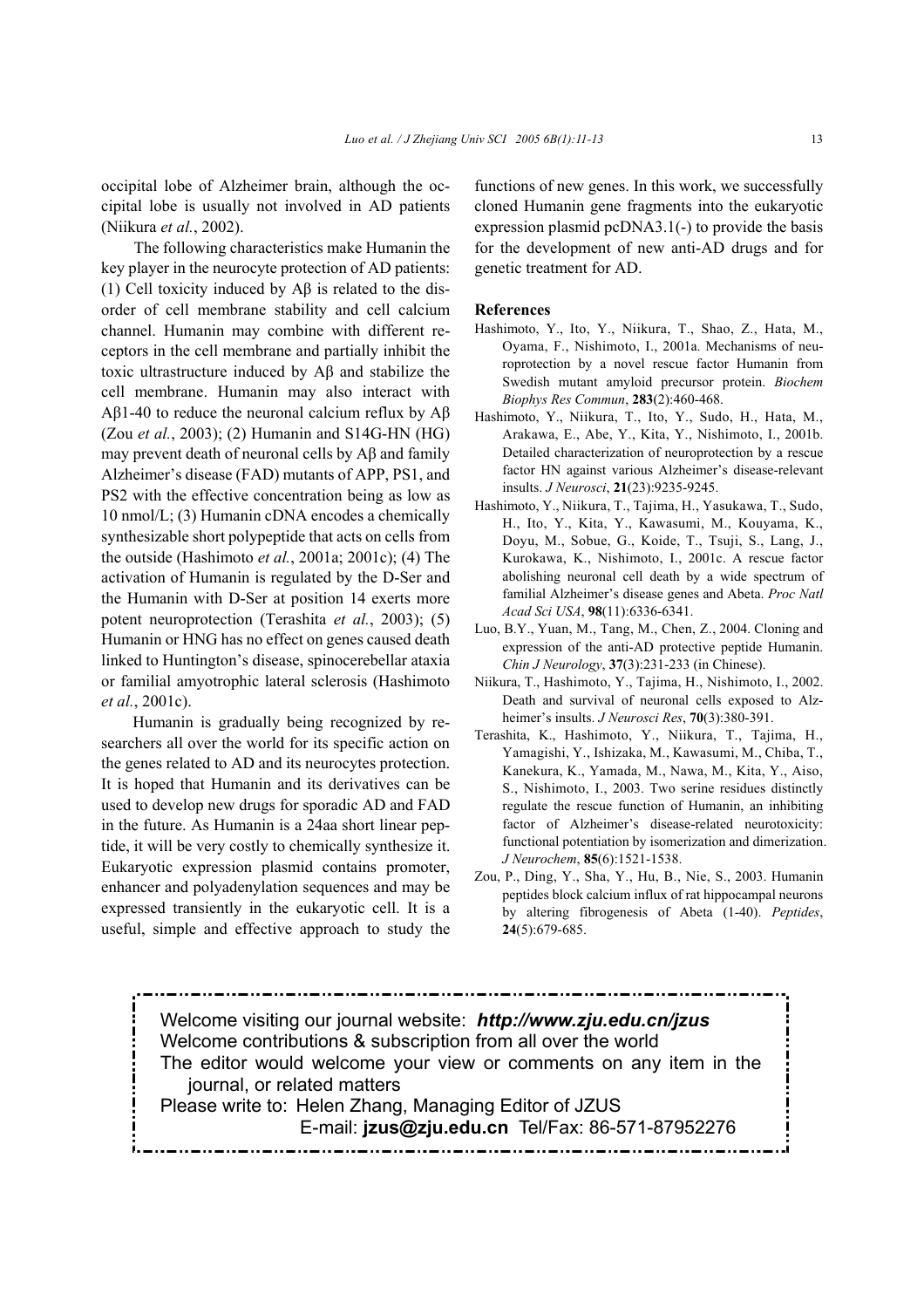occipital lobe of Alzheimer brain, although the occipital lobe is usually not involved in AD patients (Niikura *et al.*, 2002).

The following characteristics make Humanin the key player in the neurocyte protection of AD patients: (1) Cell toxicity induced by Aβ is related to the disorder of cell membrane stability and cell calcium channel. Humanin may combine with different receptors in the cell membrane and partially inhibit the toxic ultrastructure induced by Aβ and stabilize the cell membrane. Humanin may also interact with Aβ1-40 to reduce the neuronal calcium reflux by Aβ (Zou *et al.*, 2003); (2) Humanin and S14G-HN (HG) may prevent death of neuronal cells by Aβ and family Alzheimer's disease (FAD) mutants of APP, PS1, and PS2 with the effective concentration being as low as 10 nmol/L; (3) Humanin cDNA encodes a chemically synthesizable short polypeptide that acts on cells from the outside (Hashimoto *et al.*, 2001a; 2001c); (4) The activation of Humanin is regulated by the D-Ser and the Humanin with D-Ser at position 14 exerts more potent neuroprotection (Terashita *et al.*, 2003); (5) Humanin or HNG has no effect on genes caused death linked to Huntington's disease, spinocerebellar ataxia or familial amyotrophic lateral sclerosis (Hashimoto *et al.*, 2001c).

Humanin is gradually being recognized by researchers all over the world for its specific action on the genes related to AD and its neurocytes protection. It is hoped that Humanin and its derivatives can be used to develop new drugs for sporadic AD and FAD in the future. As Humanin is a 24aa short linear peptide, it will be very costly to chemically synthesize it. Eukaryotic expression plasmid contains promoter, enhancer and polyadenylation sequences and may be expressed transiently in the eukaryotic cell. It is a useful, simple and effective approach to study the functions of new genes. In this work, we successfully cloned Humanin gene fragments into the eukaryotic expression plasmid pcDNA3.1(-) to provide the basis for the development of new anti-AD drugs and for genetic treatment for AD.

## References

Hashimoto, Y., Ito, Y., Niikura, T., Shao, Z., Hata, M., Oyama, F., Nishimoto, I., 2001a. Mechanisms of neuroprotection by a novel rescue factor Humanin from Swedish mutant amyloid precursor protein. *Biochem Biophys Res Commun*, **283**(2):460-468.

Hashimoto, Y., Niikura, T., Ito, Y., Sudo, H., Hata, M., Arakawa, E., Abe, Y., Kita, Y., Nishimoto, I., 2001b. Detailed characterization of neuroprotection by a rescue factor HN against various Alzheimer's disease-relevant insults. *J Neurosci*, **21**(23):9235-9245.

Hashimoto, Y., Niikura, T., Tajima, H., Yasukawa, T., Sudo, H., Ito, Y., Kita, Y., Kawasumi, M., Kouyama, K., Doyu, M., Sobue, G., Koide, T., Tsuji, S., Lang, J., Kurokawa, K., Nishimoto, I., 2001c. A rescue factor abolishing neuronal cell death by a wide spectrum of familial Alzheimer's disease genes and Abeta. *Proc Natl Acad Sci USA*, **98**(11):6336-6341.

Luo, B.Y., Yuan, M., Tang, M., Chen, Z., 2004. Cloning and expression of the anti-AD protective peptide Humanin. *Chin J Neurology*, **37**(3):231-233 (in Chinese).

Niikura, T., Hashimoto, Y., Tajima, H., Nishimoto, I., 2002. Death and survival of neuronal cells exposed to Alzheimer's insults. *J Neurosci Res*, **70**(3):380-391.

Terashita, K., Hashimoto, Y., Niikura, T., Tajima, H., Yamagishi, Y., Ishizaka, M., Kawasumi, M., Chiba, T., Kanekura, K., Yamada, M., Nawa, M., Kita, Y., Aiso, S., Nishimoto, I., 2003. Two serine residues distinctly regulate the rescue function of Humanin, an inhibiting factor of Alzheimer's disease-related neurotoxicity: functional potentiation by isomerization and dimerization. *J Neurochem*, **85**(6):1521-1538.

Zou, P., Ding, Y., Sha, Y., Hu, B., Nie, S., 2003. Humanin peptides block calcium influx of rat hippocampal neurons by altering fibrogenesis of Abeta (1-40). *Peptides*, **24**(5):679-685.

---

Welcome visiting our journal website: ***http://www.zju.edu.cn/jzus***
Welcome contributions & subscription from all over the world
The editor would welcome your view or comments on any item in the journal, or related matters
Please write to: Helen Zhang, Managing Editor of JZUS
E-mail: **jzus@zju.edu.cn** Tel/Fax: 86-571-87952276